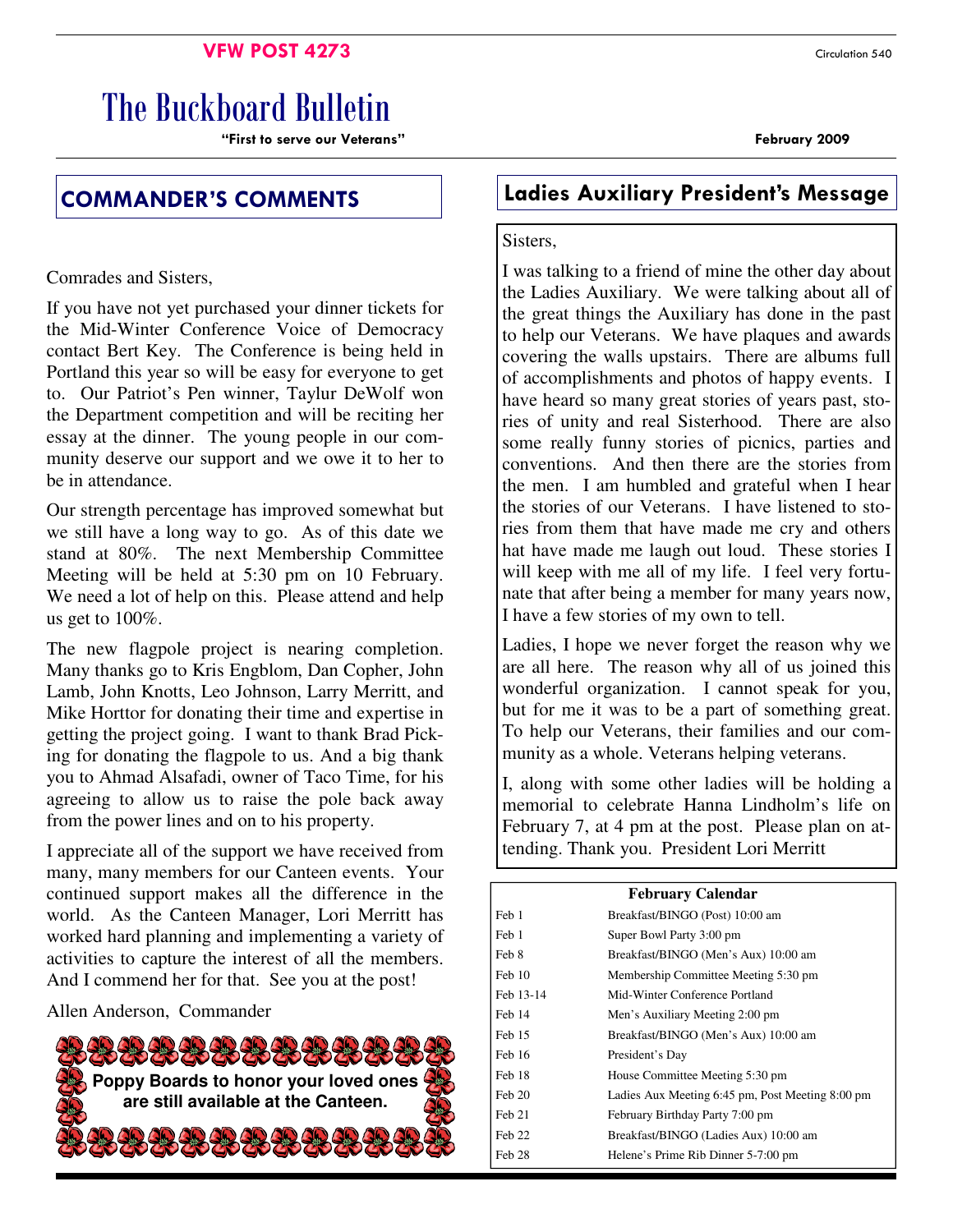VFW POST 4273

Circulation 540

# The Buckboard Bulletin

**"First to serve our Veterans"**

**February 2009**

## COMMANDER'S COMMENTS

Comrades and Sisters,

If you have not yet purchased your dinner tickets for the Mid-Winter Conference Voice of Democracy contact Bert Key. The Conference is being held in Portland this year so will be easy for everyone to get to. Our Patriot's Pen winner, Taylur DeWolf won the Department competition and will be reciting her essay at the dinner. The young people in our community deserve our support and we owe it to her to be in attendance.

Our strength percentage has improved somewhat but we still have a long way to go. As of this date we stand at 80%. The next Membership Committee Meeting will be held at 5:30 pm on 10 February. We need a lot of help on this. Please attend and help us get to 100%.

The new flagpole project is nearing completion. Many thanks go to Kris Engblom, Dan Copher, John Lamb, John Knotts, Leo Johnson, Larry Merritt, and Mike Horttor for donating their time and expertise in getting the project going. I want to thank Brad Picking for donating the flagpole to us. And a big thank you to Ahmad Alsafadi, owner of Taco Time, for his agreeing to allow us to raise the pole back away from the power lines and on to his property.

I appreciate all of the support we have received from many, many members for our Canteen events. Your continued support makes all the difference in the world. As the Canteen Manager, Lori Merritt has worked hard planning and implementing a variety of activities to capture the interest of all the members. And I commend her for that. See you at the post!

Allen Anderson, Commander

**Poppy Boards to honor your loved ones are still available at the Canteen.**

## Ladies Auxiliary President's Message

Sisters,

I was talking to a friend of mine the other day about the Ladies Auxiliary. We were talking about all of the great things the Auxiliary has done in the past to help our Veterans. We have plaques and awards covering the walls upstairs. There are albums full of accomplishments and photos of happy events. I have heard so many great stories of years past, stories of unity and real Sisterhood. There are also some really funny stories of picnics, parties and conventions. And then there are the stories from the men. I am humbled and grateful when I hear the stories of our Veterans. I have listened to stories from them that have made me cry and others hat have made me laugh out loud. These stories I will keep with me all of my life. I feel very fortunate that after being a member for many years now, I have a few stories of my own to tell.

Ladies, I hope we never forget the reason why we are all here. The reason why all of us joined this wonderful organization. I cannot speak for you, but for me it was to be a part of something great. To help our Veterans, their families and our community as a whole. Veterans helping veterans.

I, along with some other ladies will be holding a memorial to celebrate Hanna Lindholm's life on February 7, at 4 pm at the post. Please plan on attending. Thank you. President Lori Merritt

**February Calendar**

| Date | Event |
|---|---|
| Feb 1 | Breakfast/BINGO (Post) 10:00 am |
| Feb 1 | Super Bowl Party 3:00 pm |
| Feb 8 | Breakfast/BINGO (Men's Aux) 10:00 am |
| Feb 10 | Membership Committee Meeting 5:30 pm |
| Feb 13-14 | Mid-Winter Conference Portland |
| Feb 14 | Men's Auxiliary Meeting 2:00 pm |
| Feb 15 | Breakfast/BINGO (Men's Aux) 10:00 am |
| Feb 16 | President's Day |
| Feb 18 | House Committee Meeting 5:30 pm |
| Feb 20 | Ladies Aux Meeting 6:45 pm, Post Meeting 8:00 pm |
| Feb 21 | February Birthday Party 7:00 pm |
| Feb 22 | Breakfast/BINGO (Ladies Aux) 10:00 am |
| Feb 28 | Helene's Prime Rib Dinner 5-7:00 pm |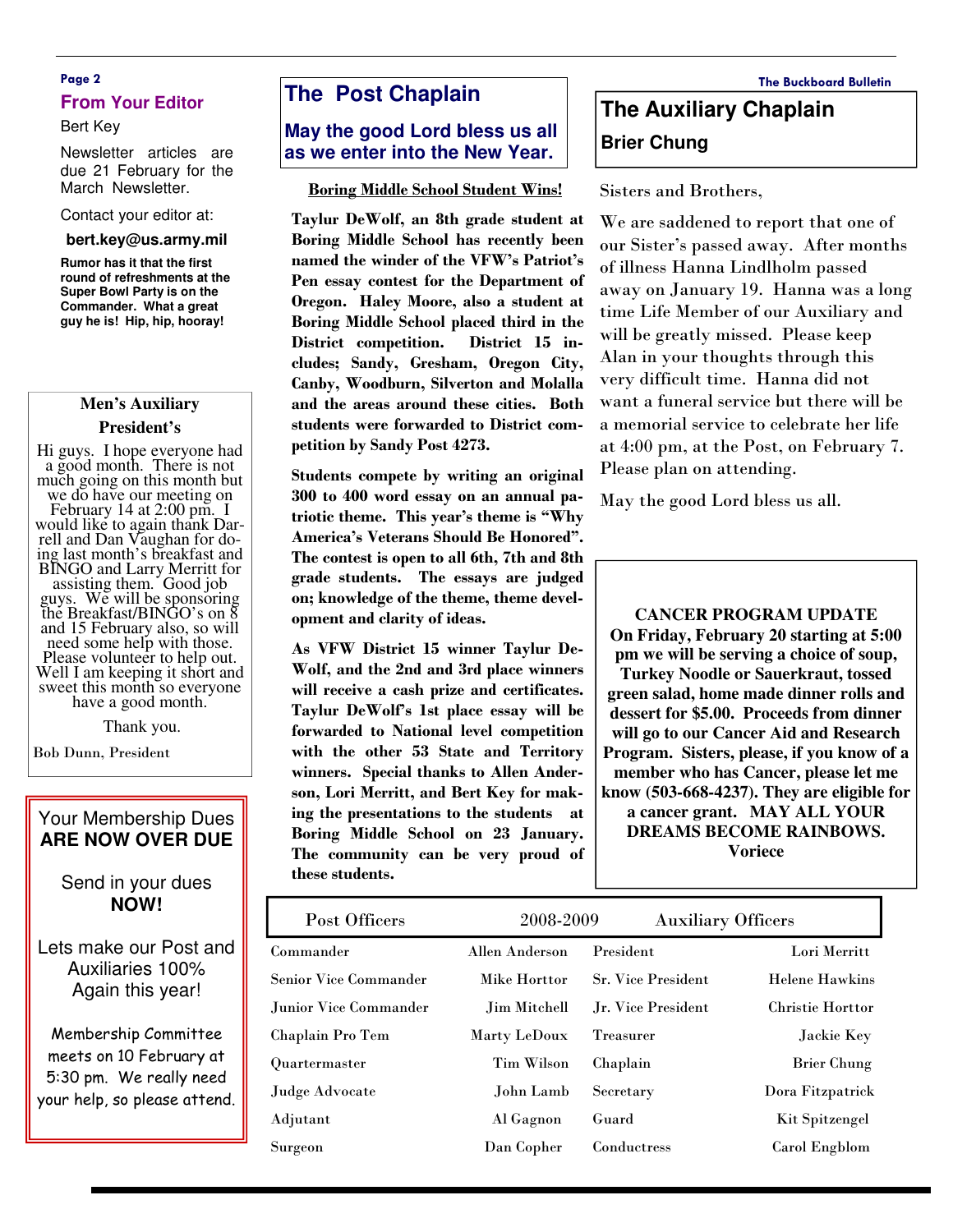## From Your Editor

Bert Key

Newsletter articles are due 21 February for the March Newsletter.

Contact your editor at:

**bert.key@us.army.mil**

**Rumor has it that the first round of refreshments at the Super Bowl Party is on the Commander. What a great guy he is! Hip, hip, hooray!**

### Men's Auxiliary President's

Hi guys. I hope everyone had a good month. There is not much going on this month but we do have our meeting on February 14 at 2:00 pm. I would like to again thank Darrell and Dan Vaughan for doing last month's breakfast and BINGO and Larry Merritt for assisting them. Good job guys. We will be sponsoring the Breakfast/BINGO's on 8 and 15 February also, so will need some help with those. Please volunteer to help out. Well I am keeping it short and sweet this month so everyone have a good month.

Thank you.

Bob Dunn, President

Your Membership Dues **ARE NOW OVER DUE**

Send in your dues **NOW!**

Lets make our Post and Auxiliaries 100% Again this year!

Membership Committee meets on 10 February at 5:30 pm. We really need your help, so please attend.

## The Post Chaplain

### May the good Lord bless us all as we enter into the New Year.

**Boring Middle School Student Wins!**

**Taylur DeWolf, an 8th grade student at Boring Middle School has recently been named the winder of the VFW's Patriot's Pen essay contest for the Department of Oregon. Haley Moore, also a student at Boring Middle School placed third in the District competition. District 15 includes; Sandy, Gresham, Oregon City, Canby, Woodburn, Silverton and Molalla and the areas around these cities. Both students were forwarded to District competition by Sandy Post 4273.**

**Students compete by writing an original 300 to 400 word essay on an annual patriotic theme. This year's theme is "Why America's Veterans Should Be Honored". The contest is open to all 6th, 7th and 8th grade students. The essays are judged on; knowledge of the theme, theme development and clarity of ideas.**

**As VFW District 15 winner Taylur DeWolf, and the 2nd and 3rd place winners will receive a cash prize and certificates. Taylur DeWolf's 1st place essay will be forwarded to National level competition with the other 53 State and Territory winners. Special thanks to Allen Anderson, Lori Merritt, and Bert Key for making the presentations to the students at Boring Middle School on 23 January. The community can be very proud of these students.**

## The Auxiliary Chaplain

### Brier Chung

Sisters and Brothers,

We are saddened to report that one of our Sister's passed away. After months of illness Hanna Lindlholm passed away on January 19. Hanna was a long time Life Member of our Auxiliary and will be greatly missed. Please keep Alan in your thoughts through this very difficult time. Hanna did not want a funeral service but there will be a memorial service to celebrate her life at 4:00 pm, at the Post, on February 7. Please plan on attending.

May the good Lord bless us all.

**CANCER PROGRAM UPDATE**

**On Friday, February 20 starting at 5:00 pm we will be serving a choice of soup, Turkey Noodle or Sauerkraut, tossed green salad, home made dinner rolls and dessert for $5.00. Proceeds from dinner will go to our Cancer Aid and Research Program. Sisters, please, if you know of a member who has Cancer, please let me know (503-668-4237). They are eligible for a cancer grant. MAY ALL YOUR DREAMS BECOME RAINBOWS.**

**Voriece**

| Post Officers | 2008-2009 | Auxiliary Officers | |
|---|---|---|---|
| Commander | Allen Anderson | President | Lori Merritt |
| Senior Vice Commander | Mike Horttor | Sr. Vice President | Helene Hawkins |
| Junior Vice Commander | Jim Mitchell | Jr. Vice President | Christie Horttor |
| Chaplain Pro Tem | Marty LeDoux | Treasurer | Jackie Key |
| Quartermaster | Tim Wilson | Chaplain | Brier Chung |
| Judge Advocate | John Lamb | Secretary | Dora Fitzpatrick |
| Adjutant | Al Gagnon | Guard | Kit Spitzengel |
| Surgeon | Dan Copher | Conductress | Carol Engblom |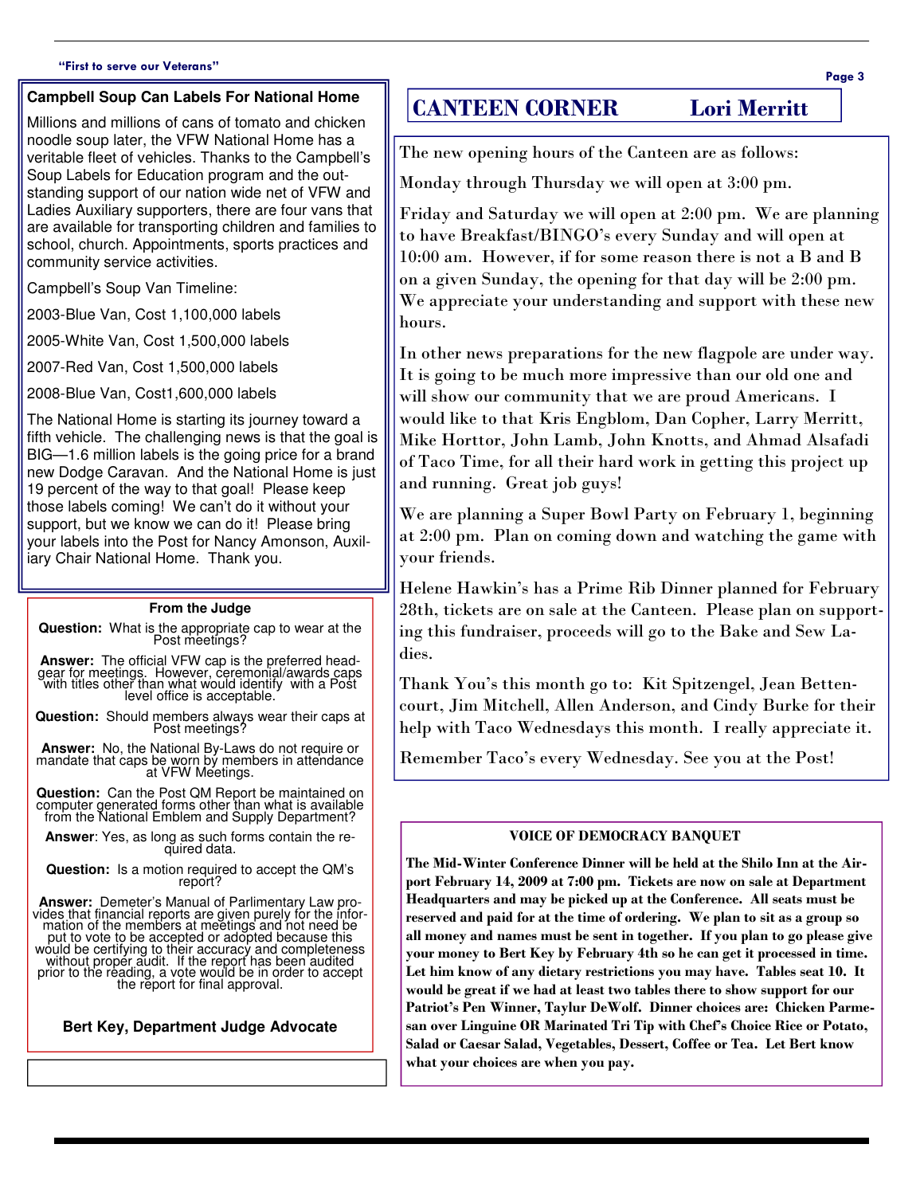## Campbell Soup Can Labels For National Home

Millions and millions of cans of tomato and chicken noodle soup later, the VFW National Home has a veritable fleet of vehicles. Thanks to the Campbell's Soup Labels for Education program and the outstanding support of our nation wide net of VFW and Ladies Auxiliary supporters, there are four vans that are available for transporting children and families to school, church. Appointments, sports practices and community service activities.

Campbell's Soup Van Timeline:

2003-Blue Van, Cost 1,100,000 labels

2005-White Van, Cost 1,500,000 labels

2007-Red Van, Cost 1,500,000 labels

2008-Blue Van, Cost1,600,000 labels

The National Home is starting its journey toward a fifth vehicle. The challenging news is that the goal is BIG—1.6 million labels is the going price for a brand new Dodge Caravan. And the National Home is just 19 percent of the way to that goal! Please keep those labels coming! We can't do it without your support, but we know we can do it! Please bring your labels into the Post for Nancy Amonson, Auxiliary Chair National Home. Thank you.

### From the Judge

**Question:** What is the appropriate cap to wear at the Post meetings?

**Answer:** The official VFW cap is the preferred headgear for meetings. However, ceremonial/awards caps with titles other than what would identify with a Post level office is acceptable.

**Question:** Should members always wear their caps at Post meetings?

**Answer:** No, the National By-Laws do not require or mandate that caps be worn by members in attendance at VFW Meetings.

**Question:** Can the Post QM Report be maintained on computer generated forms other than what is available from the National Emblem and Supply Department?

**Answer**: Yes, as long as such forms contain the required data.

**Question:** Is a motion required to accept the QM's report?

**Answer:** Demeter's Manual of Parlimentary Law provides that financial reports are given purely for the information of the members at meetings and not need be put to vote to be accepted or adopted because this would be certifying to their accuracy and completeness without proper audit. If the report has been audited prior to the reading, a vote would be in order to accept the report for final approval.

**Bert Key, Department Judge Advocate**

## CANTEEN CORNER — Lori Merritt

The new opening hours of the Canteen are as follows:

Monday through Thursday we will open at 3:00 pm.

Friday and Saturday we will open at 2:00 pm. We are planning to have Breakfast/BINGO's every Sunday and will open at 10:00 am. However, if for some reason there is not a B and B on a given Sunday, the opening for that day will be 2:00 pm. We appreciate your understanding and support with these new hours.

In other news preparations for the new flagpole are under way. It is going to be much more impressive than our old one and will show our community that we are proud Americans. I would like to that Kris Engblom, Dan Copher, Larry Merritt, Mike Horttor, John Lamb, John Knotts, and Ahmad Alsafadi of Taco Time, for all their hard work in getting this project up and running. Great job guys!

We are planning a Super Bowl Party on February 1, beginning at 2:00 pm. Plan on coming down and watching the game with your friends.

Helene Hawkin's has a Prime Rib Dinner planned for February 28th, tickets are on sale at the Canteen. Please plan on supporting this fundraiser, proceeds will go to the Bake and Sew Ladies.

Thank You's this month go to: Kit Spitzengel, Jean Bettencourt, Jim Mitchell, Allen Anderson, and Cindy Burke for their help with Taco Wednesdays this month. I really appreciate it.

Remember Taco's every Wednesday. See you at the Post!

### VOICE OF DEMOCRACY BANQUET

**The Mid-Winter Conference Dinner will be held at the Shilo Inn at the Airport February 14, 2009 at 7:00 pm. Tickets are now on sale at Department Headquarters and may be picked up at the Conference. All seats must be reserved and paid for at the time of ordering. We plan to sit as a group so all money and names must be sent in together. If you plan to go please give your money to Bert Key by February 4th so he can get it processed in time. Let him know of any dietary restrictions you may have. Tables seat 10. It would be great if we had at least two tables there to show support for our Patriot's Pen Winner, Taylur DeWolf. Dinner choices are: Chicken Parmesan over Linguine OR Marinated Tri Tip with Chef's Choice Rice or Potato, Salad or Caesar Salad, Vegetables, Dessert, Coffee or Tea. Let Bert know what your choices are when you pay.**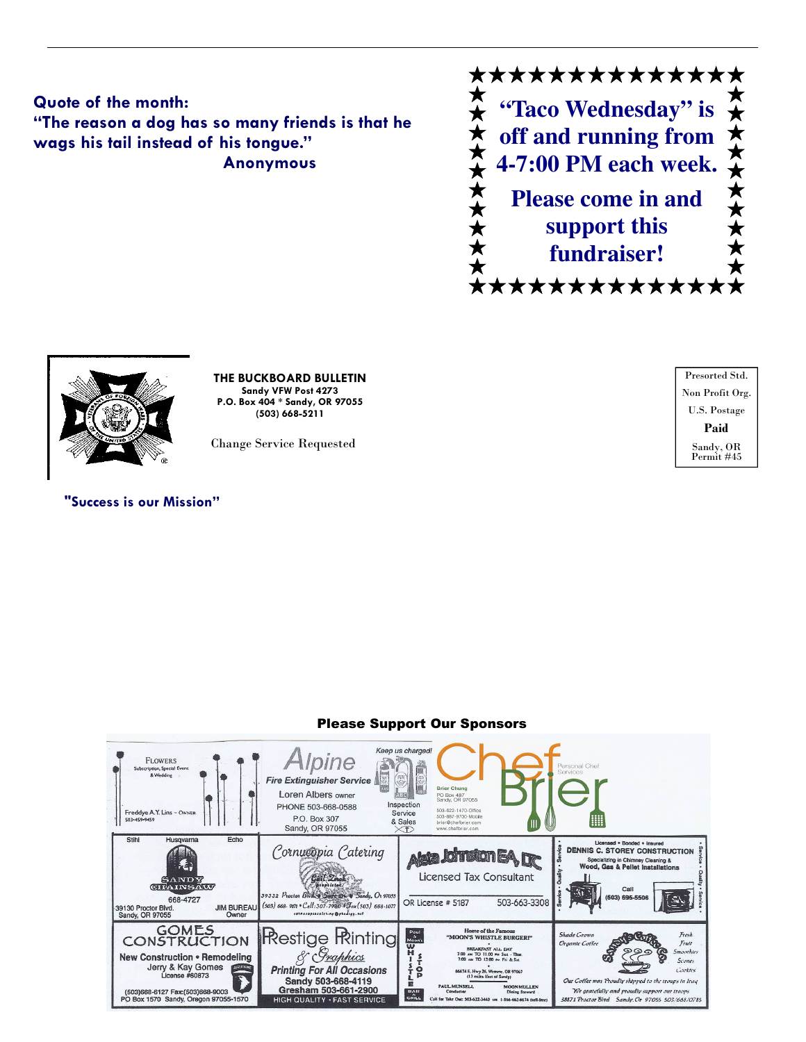**Quote of the month:**
**"The reason a dog has so many friends is that he wags his tail instead of his tongue."**
**Anonymous**

★★★★★★★★★★★★★★

**"Taco Wednesday" is off and running from 4-7:00 PM each week.**

**Please come in and support this fundraiser!**

★★★★★★★★★★★★★★

**THE BUCKBOARD BULLETIN**
**Sandy VFW Post 4273**
**P.O. Box 404 * Sandy, OR 97055**
**(503) 668-5211**

Change Service Requested

Presorted Std.
Non Profit Org.
U.S. Postage
**Paid**
Sandy, OR
Permit #45

**"Success is our Mission"**

## Please Support Our Sponsors

FLOWERS
Subscription, Special Events & Wedding
Freddye A.Y. Lins ~ Owner
503-459-9459

Alpine
Fire Extinguisher Service
Keep us charged!
Loren Albers owner
PHONE 503-668-0588
P.O. Box 307
Sandy, OR 97055
Inspection Service & Sales

Chef Brier
Personal Chef Services
Brier Chung
PO Box 487
Sandy, OR 97055
503-622-1470-Office
503-887-9700-Mobile
brier@chefbrier.com
www.chefbrier.com

Stihl Husqvarna Echo
SANDY CHAINSAW
668-4727
39130 Proctor Blvd.
Sandy, OR 97055
JIM BUREAU
Owner

Cornucopia Catering
Gail Zenk
proprietor
39332 Proctor Blvd. Sandy, Or 97055
(503) 668-9171 • Cell: 307-7980 • Fax (503) 668-1077

Aleta Johnston EA, LLC
Licensed Tax Consultant
OR License # 5187
503-663-3308

Licensed • Bonded • Insured
DENNIS C. STOREY CONSTRUCTION
Specializing in Chimney Cleaning & Wood, Gas & Pellet Installations
Call
(503) 695-5506
Service • Quality • Service

GOMES CONSTRUCTION
New Construction • Remodeling
Jerry & Kay Gomes
License #60873
(503)668-6127 Fax:(503)668-9003
PO Box 1570 Sandy, Oregon 97055-1570

Prestige Printing & Graphics
Printing For All Occasions
Sandy 503-668-4119
Gresham 503-661-2900
HIGH QUALITY • FAST SERVICE

Paul & Moon's WHISTLE STOP BAR & GRILL
Home of the Famous
"MOON'S WHISTLE BURGER!"
BREAKFAST ALL DAY
7:00 AM TO 11:00 PM Sun - Thur.
7:00 AM TO 12:00 AM Fri & Sat.
66674 E. Hwy 26, Welches, OR 97067
(13 miles East of Sandy)
PAUL MUNSELL
Conductor
MOON MULLEN
Dining Steward
Call for Take Out: 503-622-3440 or 1-866-662-4674 (toll-free)

Sandy's Coffee Co.
Shade Grown Organic Coffee
Fresh Fruit Smoothies Scones Cookies
Our Coffee was Proudly shipped to the troops in Iraq
We gratefully and proudly support our troops
38871 Proctor Blvd Sandy, Or 97055 503/668/0785